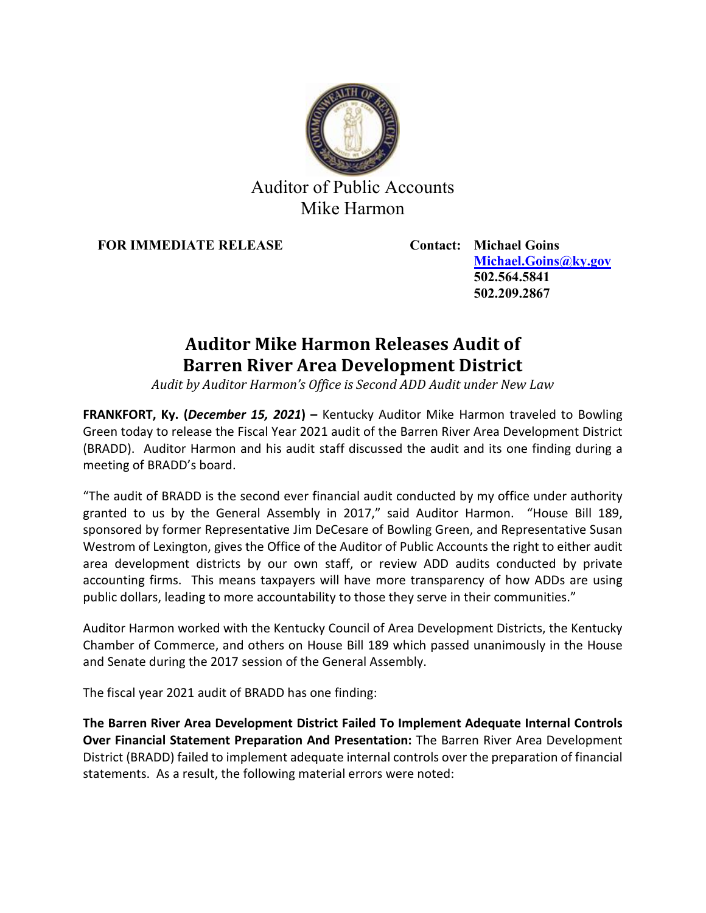Auditor of Public Accounts
Mike Harmon

**FOR IMMEDIATE RELEASE**

**Contact: Michael Goins**
**Michael.Goins@ky.gov**
**502.564.5841**
**502.209.2867**

# Auditor Mike Harmon Releases Audit of Barren River Area Development District

*Audit by Auditor Harmon's Office is Second ADD Audit under New Law*

**FRANKFORT, Ky. (*December 15, 2021*) –** Kentucky Auditor Mike Harmon traveled to Bowling Green today to release the Fiscal Year 2021 audit of the Barren River Area Development District (BRADD). Auditor Harmon and his audit staff discussed the audit and its one finding during a meeting of BRADD's board.

"The audit of BRADD is the second ever financial audit conducted by my office under authority granted to us by the General Assembly in 2017," said Auditor Harmon. "House Bill 189, sponsored by former Representative Jim DeCesare of Bowling Green, and Representative Susan Westrom of Lexington, gives the Office of the Auditor of Public Accounts the right to either audit area development districts by our own staff, or review ADD audits conducted by private accounting firms. This means taxpayers will have more transparency of how ADDs are using public dollars, leading to more accountability to those they serve in their communities."

Auditor Harmon worked with the Kentucky Council of Area Development Districts, the Kentucky Chamber of Commerce, and others on House Bill 189 which passed unanimously in the House and Senate during the 2017 session of the General Assembly.

The fiscal year 2021 audit of BRADD has one finding:

**The Barren River Area Development District Failed To Implement Adequate Internal Controls Over Financial Statement Preparation And Presentation:** The Barren River Area Development District (BRADD) failed to implement adequate internal controls over the preparation of financial statements. As a result, the following material errors were noted: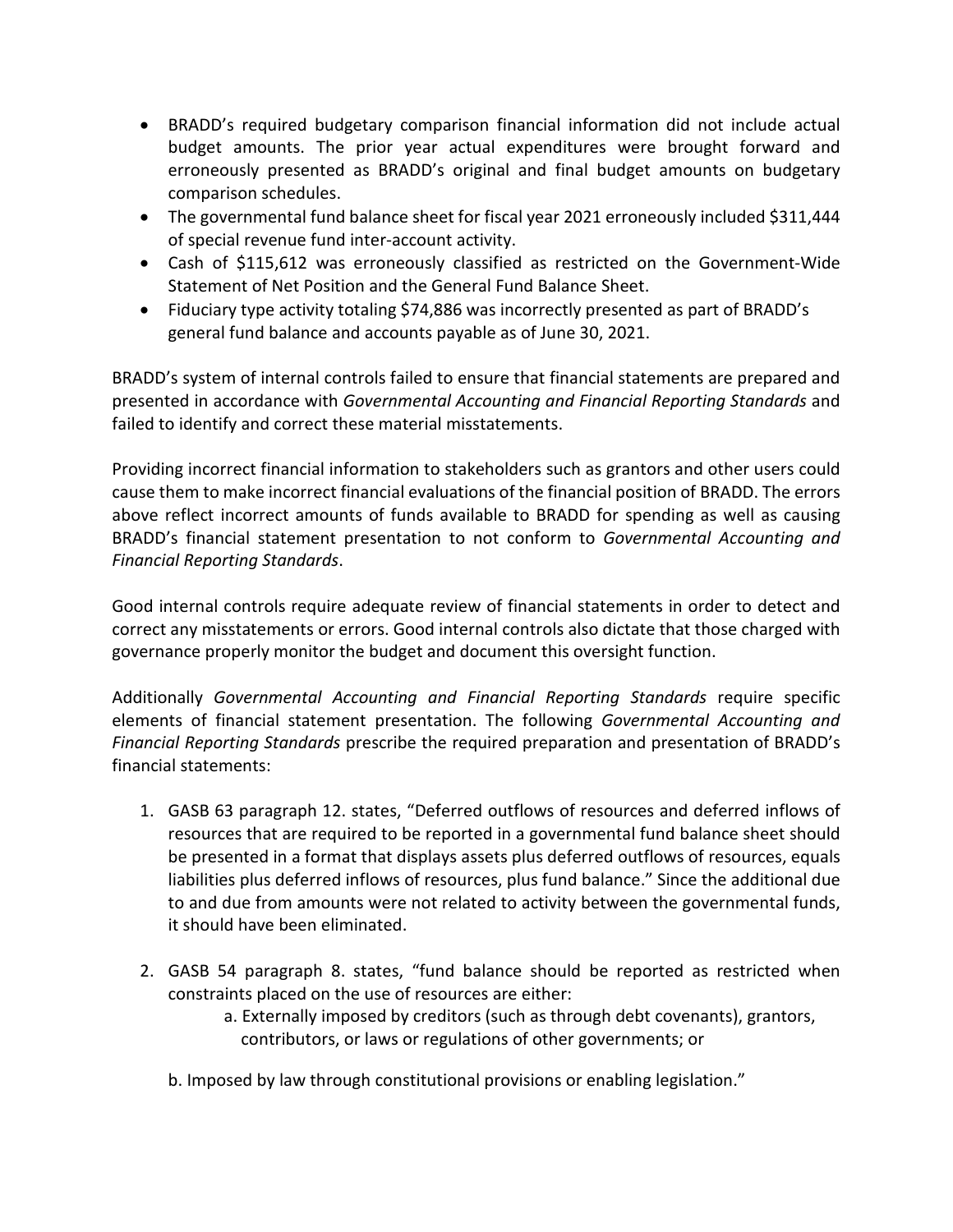- BRADD's required budgetary comparison financial information did not include actual budget amounts. The prior year actual expenditures were brought forward and erroneously presented as BRADD's original and final budget amounts on budgetary comparison schedules.
- The governmental fund balance sheet for fiscal year 2021 erroneously included $311,444 of special revenue fund inter-account activity.
- Cash of $115,612 was erroneously classified as restricted on the Government-Wide Statement of Net Position and the General Fund Balance Sheet.
- Fiduciary type activity totaling $74,886 was incorrectly presented as part of BRADD's general fund balance and accounts payable as of June 30, 2021.

BRADD's system of internal controls failed to ensure that financial statements are prepared and presented in accordance with *Governmental Accounting and Financial Reporting Standards* and failed to identify and correct these material misstatements.

Providing incorrect financial information to stakeholders such as grantors and other users could cause them to make incorrect financial evaluations of the financial position of BRADD. The errors above reflect incorrect amounts of funds available to BRADD for spending as well as causing BRADD's financial statement presentation to not conform to *Governmental Accounting and Financial Reporting Standards*.

Good internal controls require adequate review of financial statements in order to detect and correct any misstatements or errors. Good internal controls also dictate that those charged with governance properly monitor the budget and document this oversight function.

Additionally *Governmental Accounting and Financial Reporting Standards* require specific elements of financial statement presentation. The following *Governmental Accounting and Financial Reporting Standards* prescribe the required preparation and presentation of BRADD's financial statements:

1. GASB 63 paragraph 12. states, "Deferred outflows of resources and deferred inflows of resources that are required to be reported in a governmental fund balance sheet should be presented in a format that displays assets plus deferred outflows of resources, equals liabilities plus deferred inflows of resources, plus fund balance." Since the additional due to and due from amounts were not related to activity between the governmental funds, it should have been eliminated.

2. GASB 54 paragraph 8. states, "fund balance should be reported as restricted when constraints placed on the use of resources are either:
   a. Externally imposed by creditors (such as through debt covenants), grantors, contributors, or laws or regulations of other governments; or

   b. Imposed by law through constitutional provisions or enabling legislation."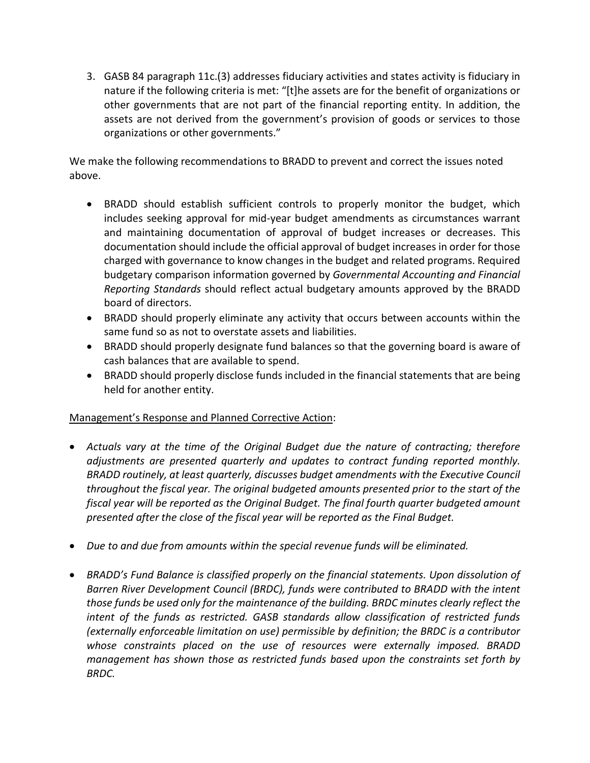3. GASB 84 paragraph 11c.(3) addresses fiduciary activities and states activity is fiduciary in nature if the following criteria is met: "[t]he assets are for the benefit of organizations or other governments that are not part of the financial reporting entity. In addition, the assets are not derived from the government's provision of goods or services to those organizations or other governments."

We make the following recommendations to BRADD to prevent and correct the issues noted above.

- BRADD should establish sufficient controls to properly monitor the budget, which includes seeking approval for mid-year budget amendments as circumstances warrant and maintaining documentation of approval of budget increases or decreases. This documentation should include the official approval of budget increases in order for those charged with governance to know changes in the budget and related programs. Required budgetary comparison information governed by *Governmental Accounting and Financial Reporting Standards* should reflect actual budgetary amounts approved by the BRADD board of directors.
- BRADD should properly eliminate any activity that occurs between accounts within the same fund so as not to overstate assets and liabilities.
- BRADD should properly designate fund balances so that the governing board is aware of cash balances that are available to spend.
- BRADD should properly disclose funds included in the financial statements that are being held for another entity.

<u>Management's Response and Planned Corrective Action</u>:

- *Actuals vary at the time of the Original Budget due the nature of contracting; therefore adjustments are presented quarterly and updates to contract funding reported monthly. BRADD routinely, at least quarterly, discusses budget amendments with the Executive Council throughout the fiscal year. The original budgeted amounts presented prior to the start of the fiscal year will be reported as the Original Budget. The final fourth quarter budgeted amount presented after the close of the fiscal year will be reported as the Final Budget.*

- *Due to and due from amounts within the special revenue funds will be eliminated.*

- *BRADD's Fund Balance is classified properly on the financial statements. Upon dissolution of Barren River Development Council (BRDC), funds were contributed to BRADD with the intent those funds be used only for the maintenance of the building. BRDC minutes clearly reflect the intent of the funds as restricted. GASB standards allow classification of restricted funds (externally enforceable limitation on use) permissible by definition; the BRDC is a contributor whose constraints placed on the use of resources were externally imposed. BRADD management has shown those as restricted funds based upon the constraints set forth by BRDC.*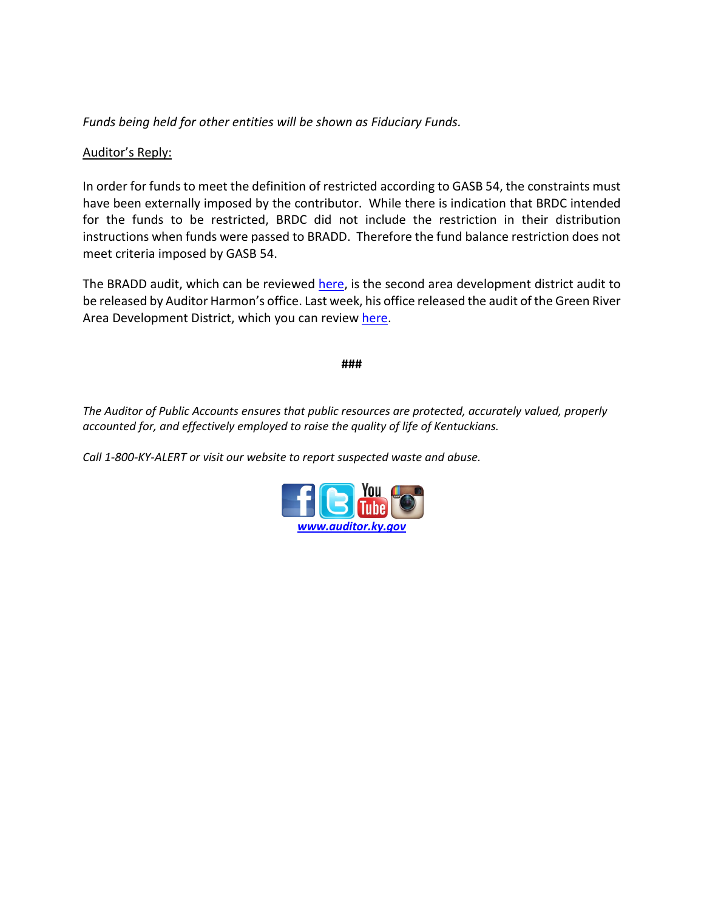*Funds being held for other entities will be shown as Fiduciary Funds.*

Auditor's Reply:

In order for funds to meet the definition of restricted according to GASB 54, the constraints must have been externally imposed by the contributor. While there is indication that BRDC intended for the funds to be restricted, BRDC did not include the restriction in their distribution instructions when funds were passed to BRADD. Therefore the fund balance restriction does not meet criteria imposed by GASB 54.

The BRADD audit, which can be reviewed here, is the second area development district audit to be released by Auditor Harmon's office. Last week, his office released the audit of the Green River Area Development District, which you can review here.

###

*The Auditor of Public Accounts ensures that public resources are protected, accurately valued, properly accounted for, and effectively employed to raise the quality of life of Kentuckians.*

*Call 1-800-KY-ALERT or visit our website to report suspected waste and abuse.*

***www.auditor.ky.gov***